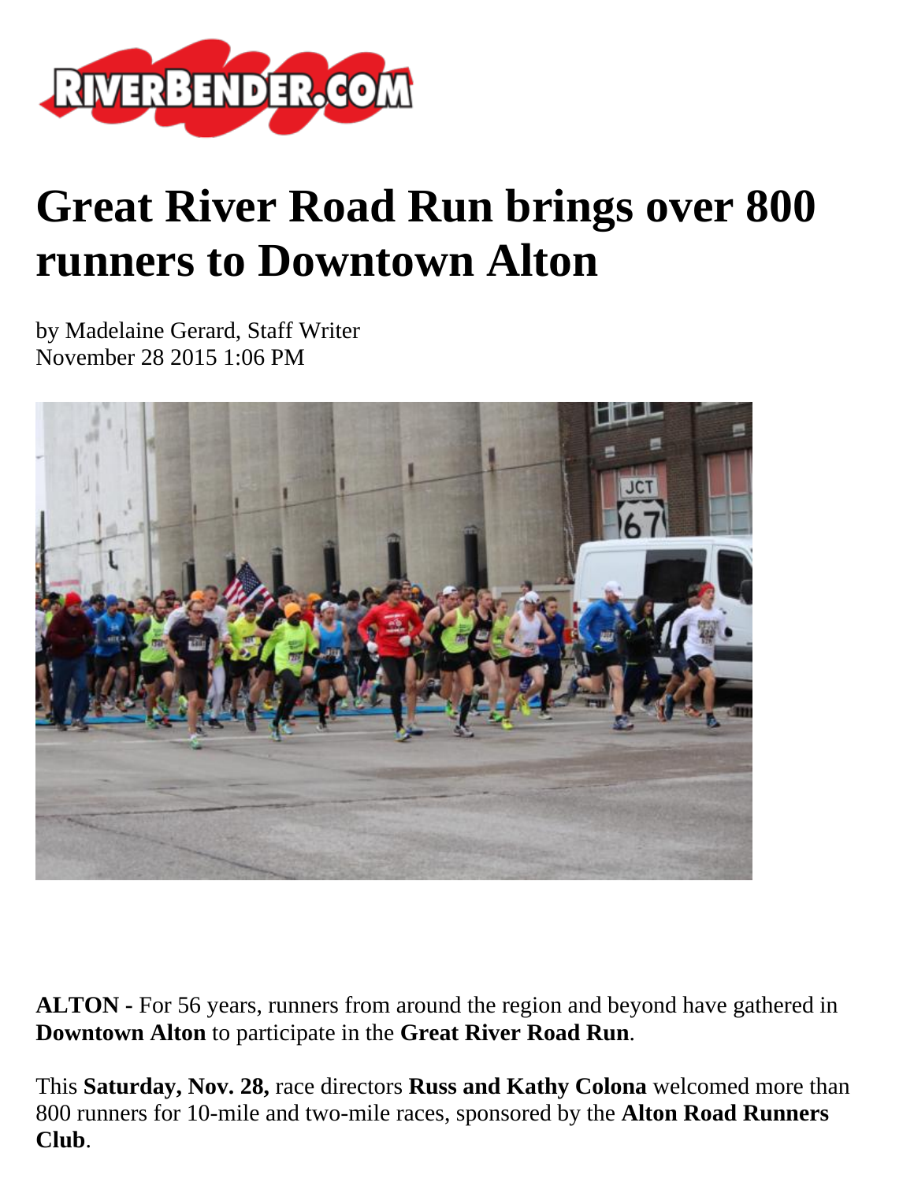# Great River Road Run brings over 800 runners to Downtown Alton

by Madelaine Gerard, Staff Writer
November 28 2015 1:06 PM

**ALTON -** For 56 years, runners from around the region and beyond have gathered in **Downtown Alton** to participate in the **Great River Road Run**.

This **Saturday, Nov. 28,** race directors **Russ and Kathy Colona** welcomed more than 800 runners for 10-mile and two-mile races, sponsored by the **Alton Road Runners Club**.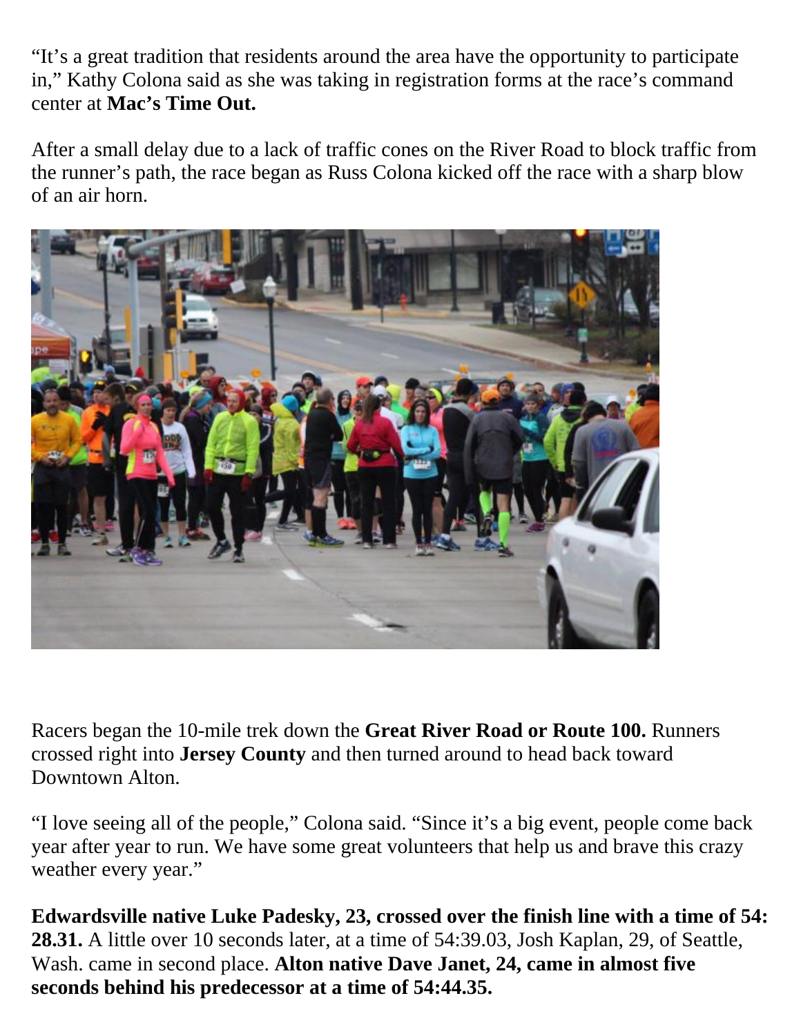"It's a great tradition that residents around the area have the opportunity to participate in," Kathy Colona said as she was taking in registration forms at the race's command center at **Mac's Time Out.**

After a small delay due to a lack of traffic cones on the River Road to block traffic from the runner's path, the race began as Russ Colona kicked off the race with a sharp blow of an air horn.

Racers began the 10-mile trek down the **Great River Road or Route 100.** Runners crossed right into **Jersey County** and then turned around to head back toward Downtown Alton.

"I love seeing all of the people," Colona said. "Since it's a big event, people come back year after year to run. We have some great volunteers that help us and brave this crazy weather every year."

**Edwardsville native Luke Padesky, 23, crossed over the finish line with a time of 54: 28.31.** A little over 10 seconds later, at a time of 54:39.03, Josh Kaplan, 29, of Seattle, Wash. came in second place. **Alton native Dave Janet, 24, came in almost five seconds behind his predecessor at a time of 54:44.35.**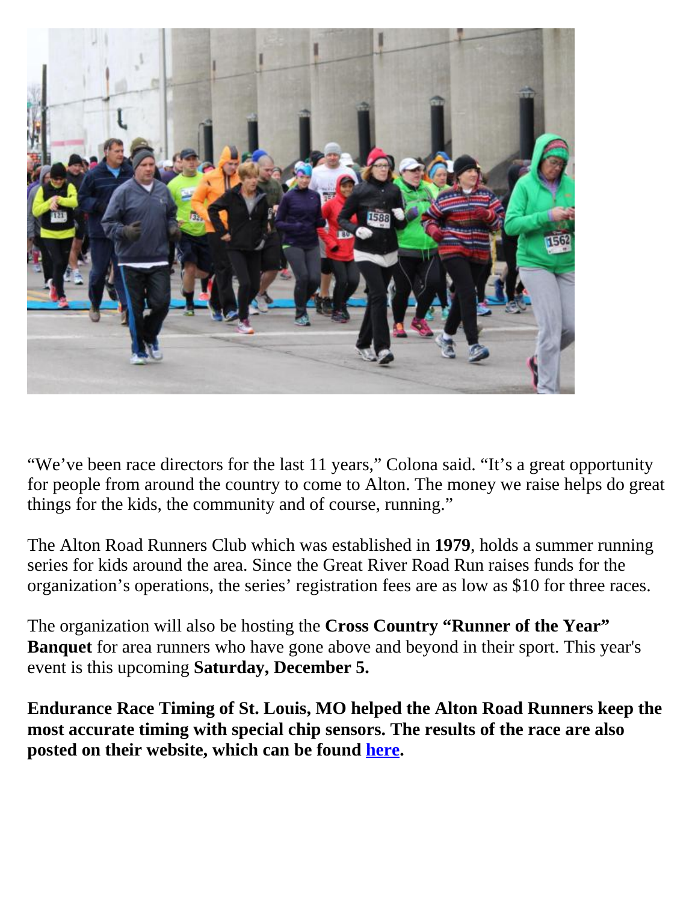"We've been race directors for the last 11 years," Colona said. "It's a great opportunity for people from around the country to come to Alton. The money we raise helps do great things for the kids, the community and of course, running."

The Alton Road Runners Club which was established in **1979**, holds a summer running series for kids around the area. Since the Great River Road Run raises funds for the organization's operations, the series' registration fees are as low as $10 for three races.

The organization will also be hosting the **Cross Country "Runner of the Year" Banquet** for area runners who have gone above and beyond in their sport. This year's event is this upcoming **Saturday, December 5.**

**Endurance Race Timing of St. Louis, MO helped the Alton Road Runners keep the most accurate timing with special chip sensors. The results of the race are also posted on their website, which can be found [here](#).**